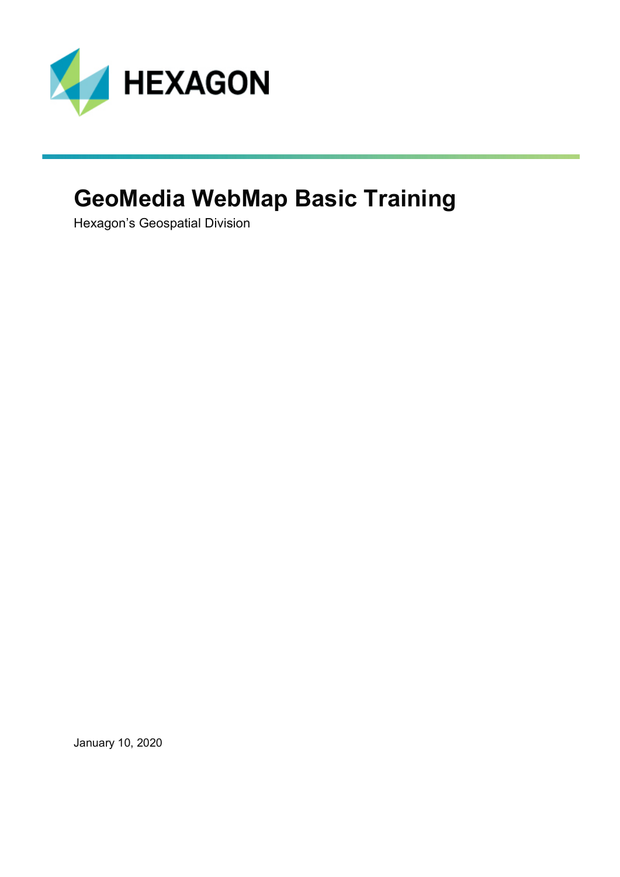HEXAGON

# GeoMedia WebMap Basic Training

Hexagon's Geospatial Division

January 10, 2020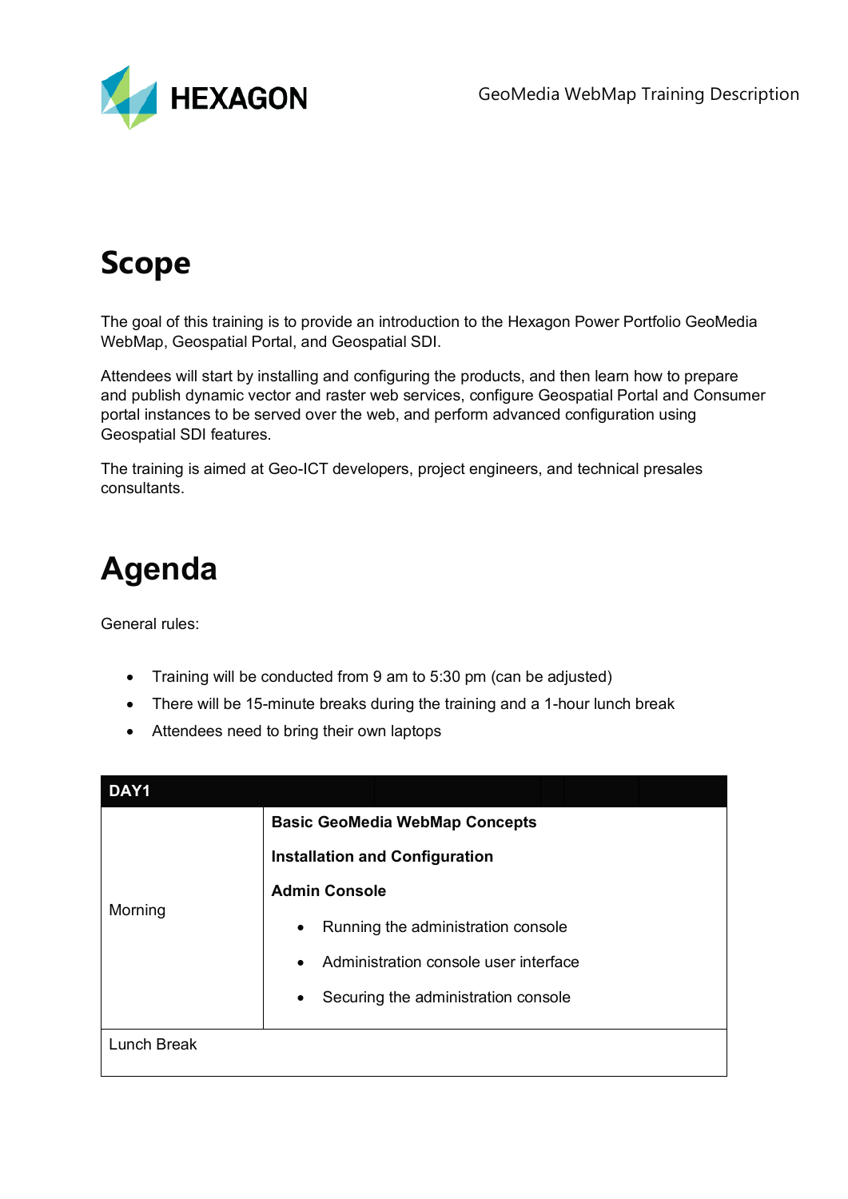# Scope

The goal of this training is to provide an introduction to the Hexagon Power Portfolio GeoMedia WebMap, Geospatial Portal, and Geospatial SDI.

Attendees will start by installing and configuring the products, and then learn how to prepare and publish dynamic vector and raster web services, configure Geospatial Portal and Consumer portal instances to be served over the web, and perform advanced configuration using Geospatial SDI features.

The training is aimed at Geo-ICT developers, project engineers, and technical presales consultants.

# Agenda

General rules:

- Training will be conducted from 9 am to 5:30 pm (can be adjusted)
- There will be 15-minute breaks during the training and a 1-hour lunch break
- Attendees need to bring their own laptops

| DAY1 | |
|---|---|
| Morning | **Basic GeoMedia WebMap Concepts**<br>**Installation and Configuration**<br>**Admin Console**<br>• Running the administration console<br>• Administration console user interface<br>• Securing the administration console |
| Lunch Break | |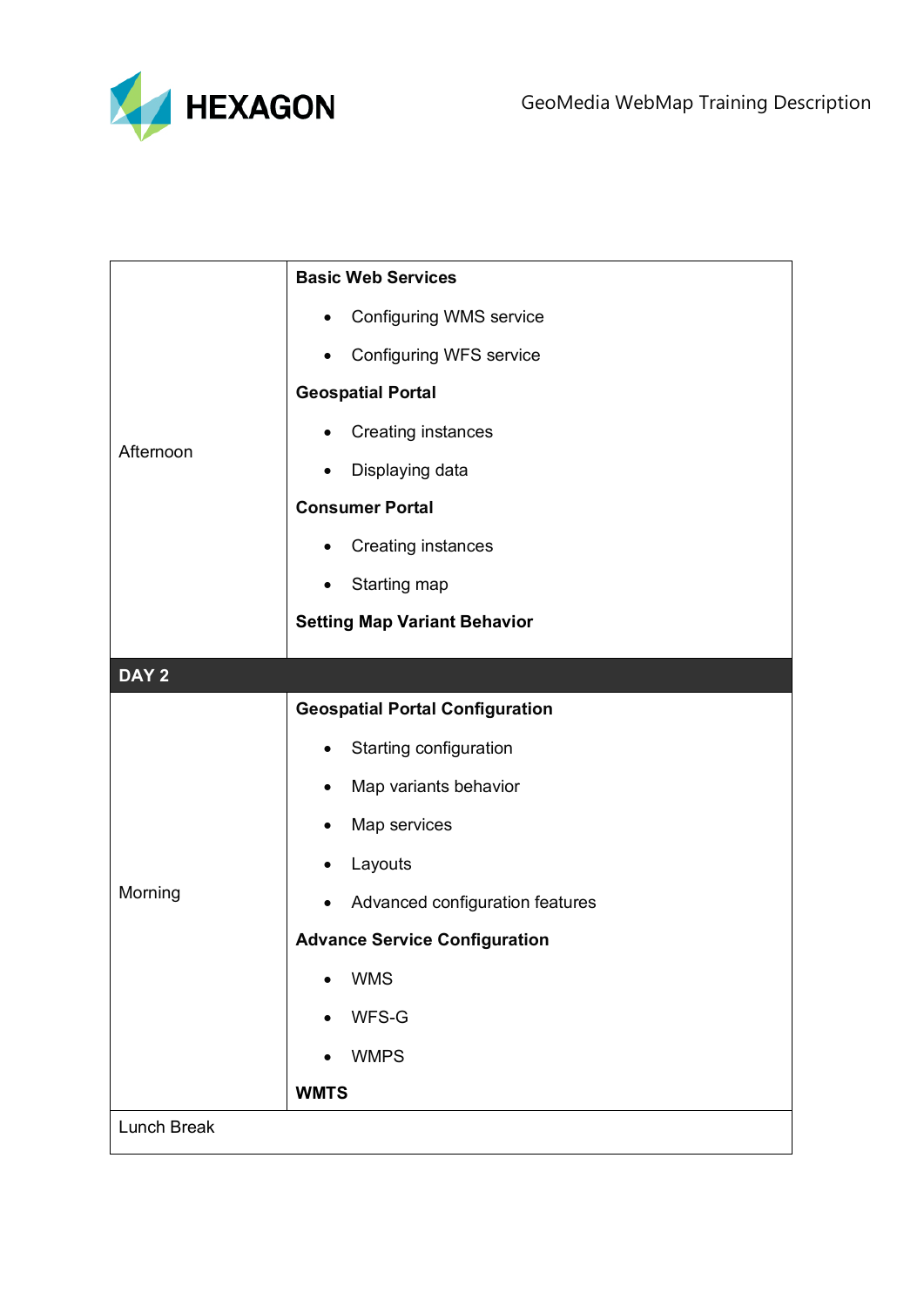| | |
|---|---|
| Afternoon | **Basic Web Services**<br>• Configuring WMS service<br>• Configuring WFS service<br>**Geospatial Portal**<br>• Creating instances<br>• Displaying data<br>**Consumer Portal**<br>• Creating instances<br>• Starting map<br>**Setting Map Variant Behavior** |
| **DAY 2** | |
| Morning | **Geospatial Portal Configuration**<br>• Starting configuration<br>• Map variants behavior<br>• Map services<br>• Layouts<br>• Advanced configuration features<br>**Advance Service Configuration**<br>• WMS<br>• WFS-G<br>• WMPS<br>**WMTS** |
| Lunch Break | |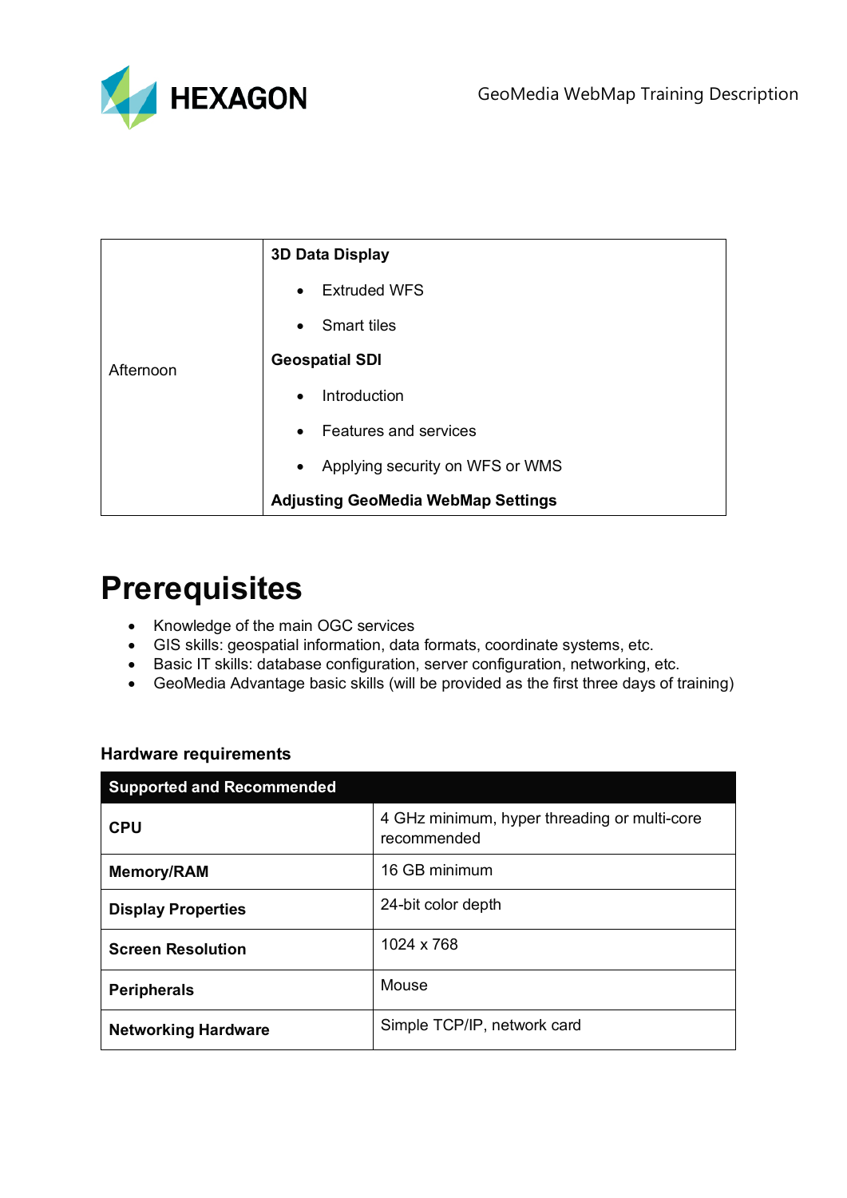| | |
|---|---|
| Afternoon | **3D Data Display**<br>• Extruded WFS<br>• Smart tiles<br>**Geospatial SDI**<br>• Introduction<br>• Features and services<br>• Applying security on WFS or WMS<br>**Adjusting GeoMedia WebMap Settings** |

# Prerequisites

- Knowledge of the main OGC services
- GIS skills: geospatial information, data formats, coordinate systems, etc.
- Basic IT skills: database configuration, server configuration, networking, etc.
- GeoMedia Advantage basic skills (will be provided as the first three days of training)

### Hardware requirements

| **Supported and Recommended** | |
|---|---|
| **CPU** | 4 GHz minimum, hyper threading or multi-core recommended |
| **Memory/RAM** | 16 GB minimum |
| **Display Properties** | 24-bit color depth |
| **Screen Resolution** | 1024 x 768 |
| **Peripherals** | Mouse |
| **Networking Hardware** | Simple TCP/IP, network card |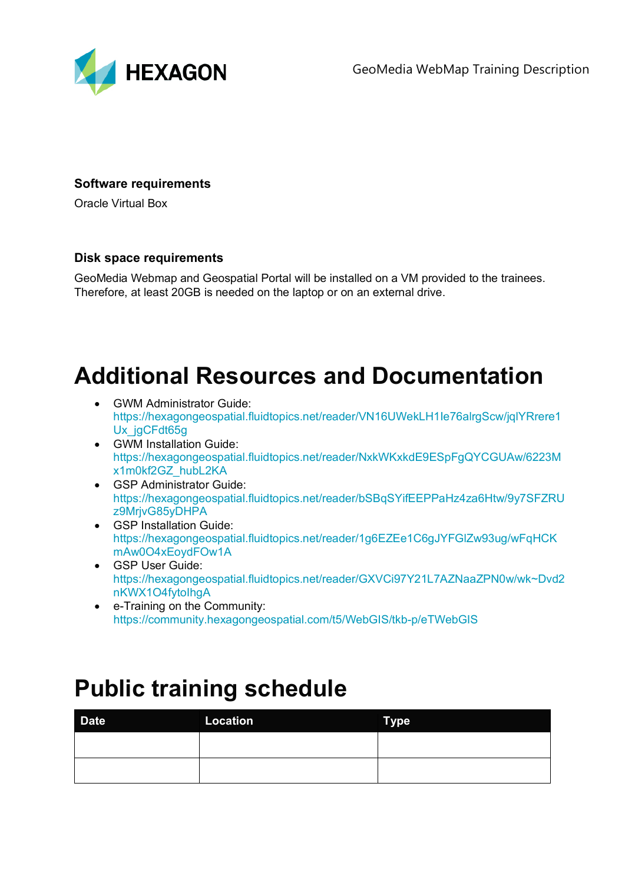### Software requirements

Oracle Virtual Box

### Disk space requirements

GeoMedia Webmap and Geospatial Portal will be installed on a VM provided to the trainees. Therefore, at least 20GB is needed on the laptop or on an external drive.

# Additional Resources and Documentation

- GWM Administrator Guide: https://hexagongeospatial.fluidtopics.net/reader/VN16UWekLH1Ie76alrgScw/jqlYRrere1Ux_jgCFdt65g
- GWM Installation Guide: https://hexagongeospatial.fluidtopics.net/reader/NxkWKxkdE9ESpFgQYCGUAw/6223Mx1m0kf2GZ_hubL2KA
- GSP Administrator Guide: https://hexagongeospatial.fluidtopics.net/reader/bSBqSYifEEPPaHz4za6Htw/9y7SFZRUz9MrjvG85yDHPA
- GSP Installation Guide: https://hexagongeospatial.fluidtopics.net/reader/1g6EZEe1C6gJYFGlZw93ug/wFqHCKmAw0O4xEoydFOw1A
- GSP User Guide: https://hexagongeospatial.fluidtopics.net/reader/GXVCi97Y21L7AZNaaZPN0w/wk~Dvd2nKWX1O4fytoIhgA
- e-Training on the Community: https://community.hexagongeospatial.com/t5/WebGIS/tkb-p/eTWebGIS

# Public training schedule

| Date | Location | Type |
|---|---|---|
| | | |
| | | |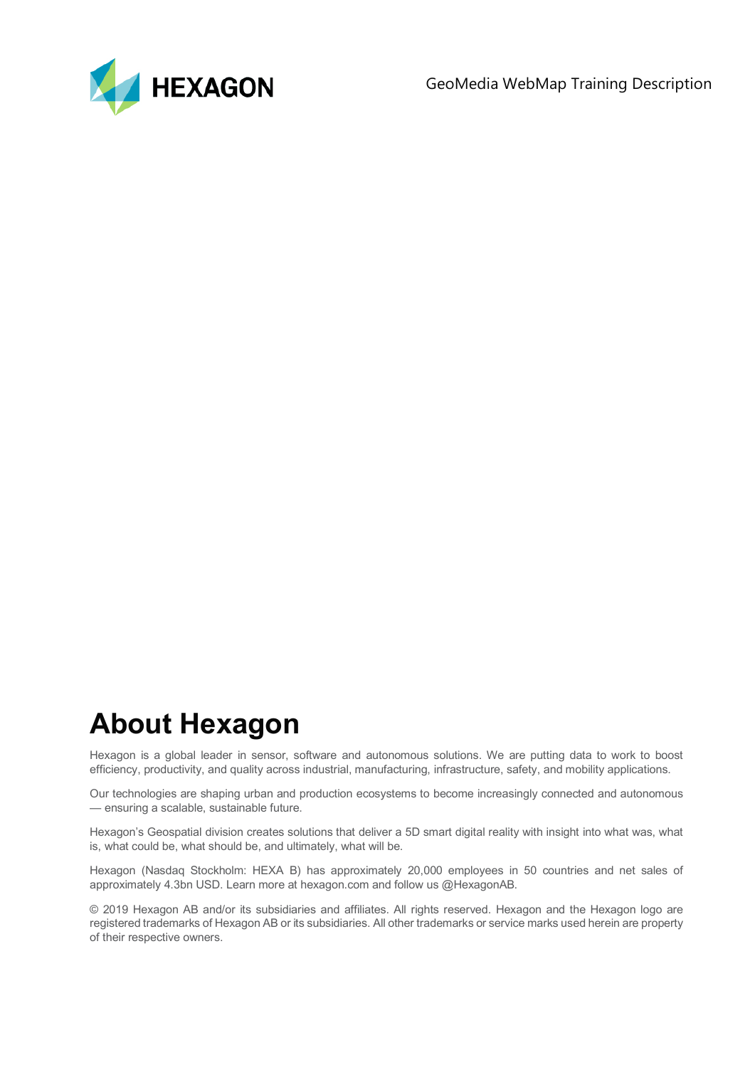# About Hexagon

Hexagon is a global leader in sensor, software and autonomous solutions. We are putting data to work to boost efficiency, productivity, and quality across industrial, manufacturing, infrastructure, safety, and mobility applications.

Our technologies are shaping urban and production ecosystems to become increasingly connected and autonomous — ensuring a scalable, sustainable future.

Hexagon's Geospatial division creates solutions that deliver a 5D smart digital reality with insight into what was, what is, what could be, what should be, and ultimately, what will be.

Hexagon (Nasdaq Stockholm: HEXA B) has approximately 20,000 employees in 50 countries and net sales of approximately 4.3bn USD. Learn more at hexagon.com and follow us @HexagonAB.

© 2019 Hexagon AB and/or its subsidiaries and affiliates. All rights reserved. Hexagon and the Hexagon logo are registered trademarks of Hexagon AB or its subsidiaries. All other trademarks or service marks used herein are property of their respective owners.